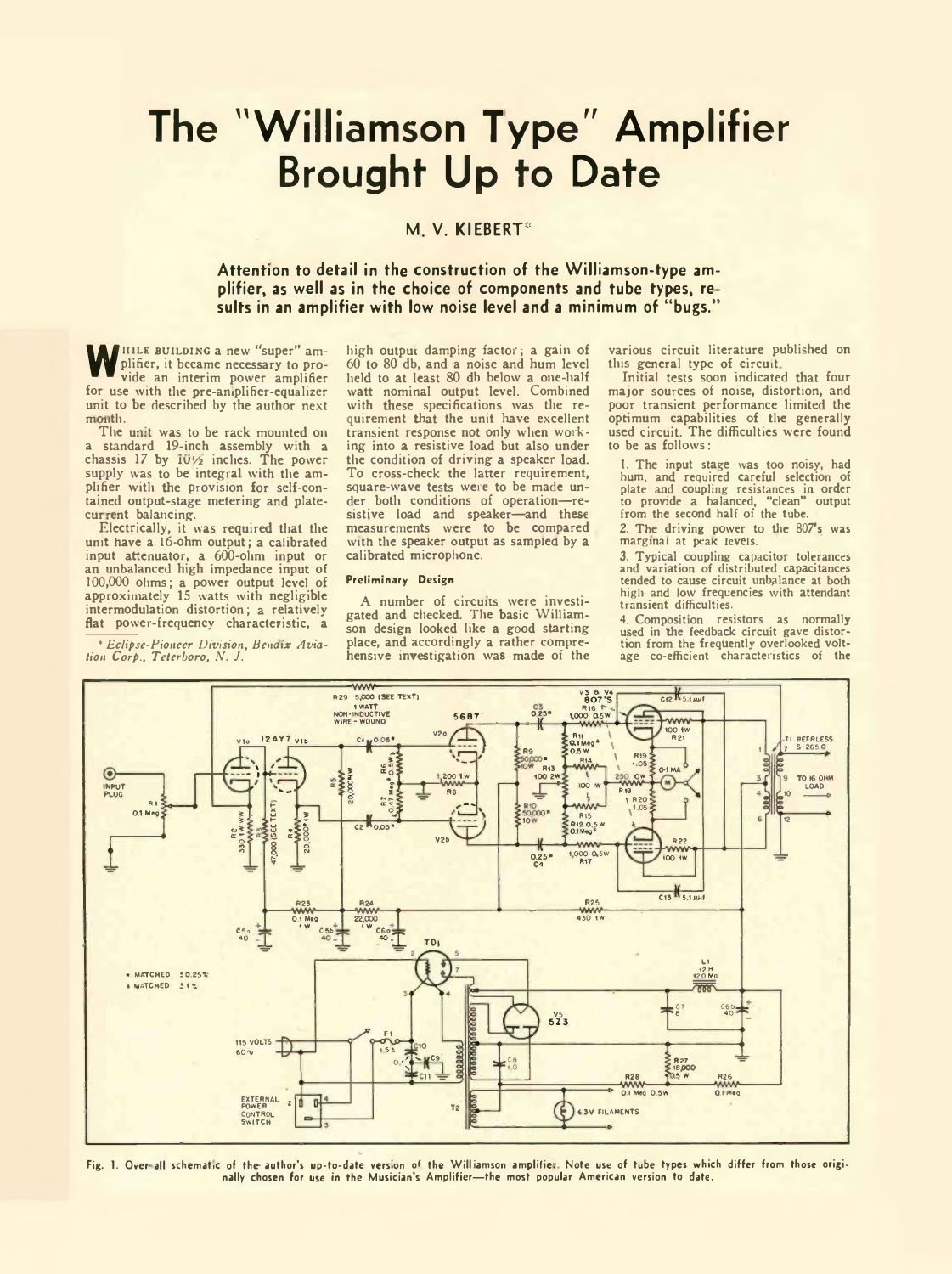# The "Williamson Type" Amplifier Brought Up to Date

## M. V. KIEBERT*

**Attention to detail in the construction of the Williamson-type amplifier, as well as in the choice of components and tube types, results in an amplifier with low noise level and a minimum of "bugs."**

While building a new "super" amplifier, it became necessary to provide an interim power amplifier for use with the pre-amplifier-equalizer unit to be described by the author next month.

The unit was to be rack mounted on a standard 19-inch assembly with a chassis 17 by 10½ inches. The power supply was to be integral with the amplifier with the provision for self-contained output-stage metering and plate-current balancing.

Electrically, it was required that the unit have a 16-ohm output; a calibrated input attenuator, a 600-ohm input or an unbalanced high impedance input of 100,000 ohms; a power output level of approximately 15 watts with negligible intermodulation distortion; a relatively flat power-frequency characteristic, a high output damping factor; a gain of 60 to 80 db, and a noise and hum level held to at least 80 db below a one-half watt nominal output level. Combined with these specifications was the requirement that the unit have excellent transient response not only when working into a resistive load but also under the condition of driving a speaker load. To cross-check the latter requirement, square-wave tests were to be made under both conditions of operation—resistive load and speaker—and these measurements were to be compared with the speaker output as sampled by a calibrated microphone.

#### Preliminary Design

A number of circuits were investigated and checked. The basic Williamson design looked like a good starting place, and accordingly a rather comprehensive investigation was made of the various circuit literature published on this general type of circuit.

Initial tests soon indicated that four major sources of noise, distortion, and poor transient performance limited the optimum capabilities of the generally used circuit. The difficulties were found to be as follows:

1. The input stage was too noisy, had hum, and required careful selection of plate and coupling resistances in order to provide a balanced, "clean" output from the second half of the tube.
2. The driving power to the 807's was marginal at peak levels.
3. Typical coupling capacitor tolerances and variation of distributed capacitances tended to cause circuit unbalance at both high and low frequencies with attendant transient difficulties.
4. Composition resistors as normally used in the feedback circuit gave distortion from the frequently overlooked voltage co-efficient characteristics of the

\* *Eclipse-Pioneer Division, Bendix Aviation Corp., Teterboro, N. J.*

Fig. 1. Over-all schematic of the author's up-to-date version of the Williamson amplifier. Note use of tube types which differ from those originally chosen for use in the Musician's Amplifier—the most popular American version to date.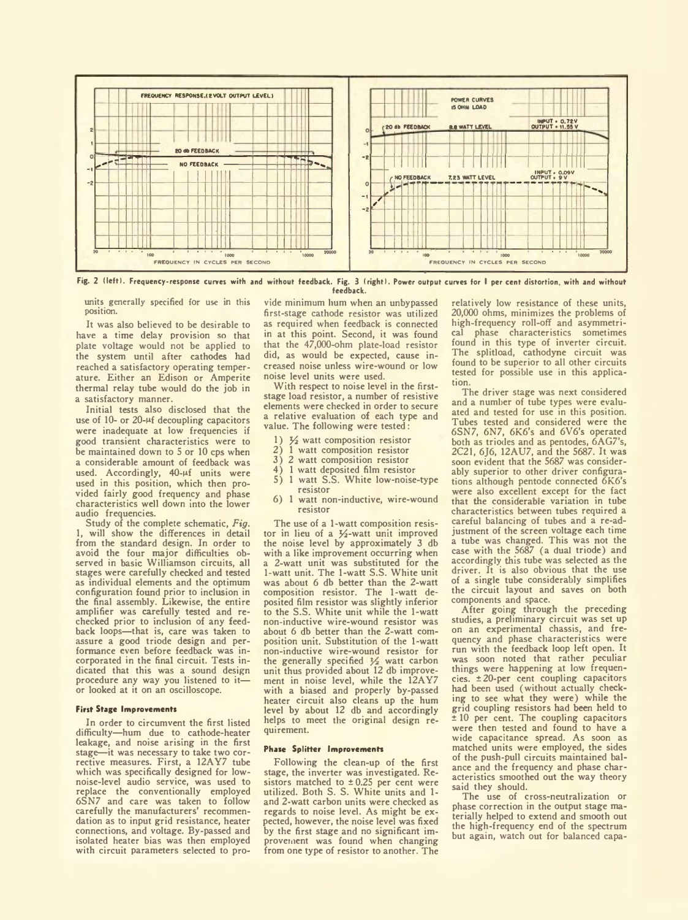Fig. 2 (left). Frequency-response curves with and without feedback. Fig. 3 (right). Power output curves for 1 per cent distortion, with and without feedback.

units generally specified for use in this position.

It was also believed to be desirable to have a time delay provision so that plate voltage would not be applied to the system until after cathodes had reached a satisfactory operating temperature. Either an Edison or Amperite thermal relay tube would do the job in a satisfactory manner.

Initial tests also disclosed that the use of 10- or 20-μf decoupling capacitors were inadequate at low frequencies if good transient characteristics were to be maintained down to 5 or 10 cps when a considerable amount of feedback was used. Accordingly, 40-μf units were used in this position, which then provided fairly good frequency and phase characteristics well down into the lower audio frequencies.

Study of the complete schematic, *Fig. 1*, will show the differences in detail from the standard design. In order to avoid the four major difficulties observed in basic Williamson circuits, all stages were carefully checked and tested as individual elements and the optimum configuration found prior to inclusion in the final assembly. Likewise, the entire amplifier was carefully tested and rechecked prior to inclusion of any feedback loops—that is, care was taken to assure a good triode design and performance even before feedback was incorporated in the final circuit. Tests indicated that this was a sound design procedure any way you listened to it—or looked at it on an oscilloscope.

### First Stage Improvements

In order to circumvent the first listed difficulty—hum due to cathode-heater leakage, and noise arising in the first stage—it was necessary to take two corrective measures. First, a 12AY7 tube which was specifically designed for low-noise-level audio service, was used to replace the conventionally employed 6SN7 and care was taken to follow carefully the manufacturers' recommendation as to input grid resistance, heater connections, and voltage. By-passed and isolated heater bias was then employed with circuit parameters selected to provide minimum hum when an unbypassed first-stage cathode resistor was utilized as required when feedback is connected in at this point. Second, it was found that the 47,000-ohm plate-load resistor did, as would be expected, cause increased noise unless wire-wound or low noise level units were used.

With respect to noise level in the first-stage load resistor, a number of resistive elements were checked in order to secure a relative evaluation of each type and value. The following were tested:

1) ½ watt composition resistor
2) 1 watt composition resistor
3) 2 watt composition resistor
4) 1 watt deposited film resistor
5) 1 watt S.S. White low-noise-type resistor
6) 1 watt non-inductive, wire-wound resistor

The use of a 1-watt composition resistor in lieu of a ½-watt unit improved the noise level by approximately 3 db with a like improvement occurring when a 2-watt unit was substituted for the 1-watt unit. The 1-watt S.S. White unit was about 6 db better than the 2-watt composition resistor. The 1-watt deposited film resistor was slightly inferior to the S.S. White unit while the 1-watt non-inductive wire-wound resistor was about 6 db better than the 2-watt composition unit. Substitution of the 1-watt non-inductive wire-wound resistor for the generally specified ½ watt carbon unit thus provided about 12 db improvement in noise level, while the 12AY7 with a biased and properly by-passed heater circuit also cleans up the hum level by about 12 db and accordingly helps to meet the original design requirement.

### Phase Splitter Improvements

Following the clean-up of the first stage, the inverter was investigated. Resistors matched to ±0.25 per cent were utilized. Both S. S. White units and 1- and 2-watt carbon units were checked as regards to noise level. As might be expected, however, the noise level was fixed by the first stage and no significant improvement was found when changing from one type of resistor to another. The relatively low resistance of these units, 20,000 ohms, minimizes the problems of high-frequency roll-off and asymmetrical phase characteristics sometimes found in this type of inverter circuit. The splitload, cathodyne circuit was found to be superior to all other circuits tested for possible use in this application.

The driver stage was next considered and a number of tube types were evaluated and tested for use in this position. Tubes tested and considered were the 6SN7, 6N7, 6K6's and 6V6's operated both as triodes and as pentodes, 6AG7's, 2C21, 6J6, 12AU7, and the 5687. It was soon evident that the 5687 was considerably superior to other driver configurations although pentode connected 6K6's were also excellent except for the fact that the considerable variation in tube characteristics between tubes required a careful balancing of tubes and a re-adjustment of the screen voltage each time a tube was changed. This was not the case with the 5687 (a dual triode) and accordingly this tube was selected as the driver. It is also obvious that the use of a single tube considerably simplifies the circuit layout and saves on both components and space.

After going through the preceding studies, a preliminary circuit was set up on an experimental chassis, and frequency and phase characteristics were run with the feedback loop left open. It was soon noted that rather peculiar things were happening at low frequencies. ±20-per cent coupling capacitors had been used (without actually checking to see what they were) while the grid coupling resistors had been held to ±10 per cent. The coupling capacitors were then tested and found to have a wide capacitance spread. As soon as matched units were employed, the sides of the push-pull circuits maintained balance and the frequency and phase characteristics smoothed out the way theory said they should.

The use of cross-neutralization or phase correction in the output stage materially helped to extend and smooth out the high-frequency end of the spectrum but again, watch out for balanced capa-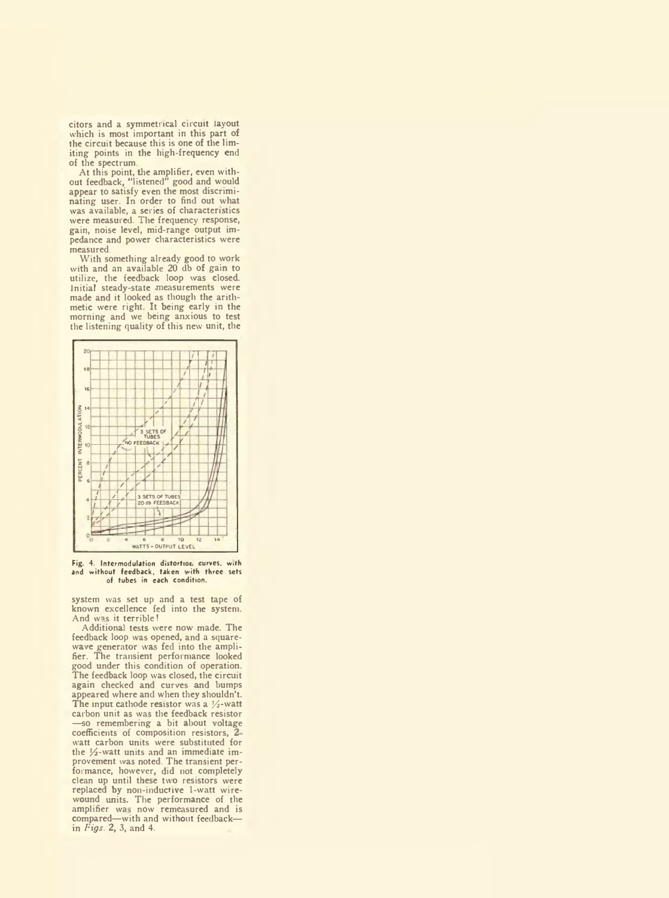citors and a symmetrical circuit layout which is most important in this part of the circuit because this is one of the limiting points in the high-frequency end of the spectrum.

At this point, the amplifier, even without feedback, "listened" good and would appear to satisfy even the most discriminating user. In order to find out what was available, a series of characteristics were measured. The frequency response, gain, noise level, mid-range output impedance and power characteristics were measured.

With something already good to work with and an available 20 db of gain to utilize, the feedback loop was closed. Initial steady-state measurements were made and it looked as though the arithmetic were right. It being early in the morning and we being anxious to test the listening quality of this new unit, the

**Fig. 4. Intermodulation distortion curves, with and without feedback, taken with three sets of tubes in each condition.**

system was set up and a test tape of known excellence fed into the system. And was it terrible!

Additional tests were now made. The feedback loop was opened, and a square-wave generator was fed into the amplifier. The transient performance looked good under this condition of operation. The feedback loop was closed, the circuit again checked and curves and bumps appeared where and when they shouldn't. The input cathode resistor was a ½-watt carbon unit as was the feedback resistor—so remembering a bit about voltage coefficients of composition resistors, 2-watt carbon units were substituted for the ½-watt units and an immediate improvement was noted. The transient performance, however, did not completely clean up until these two resistors were replaced by non-inductive 1-watt wire-wound units. The performance of the amplifier was now remeasured and is compared—with and without feedback—in *Figs.* 2, 3, and 4.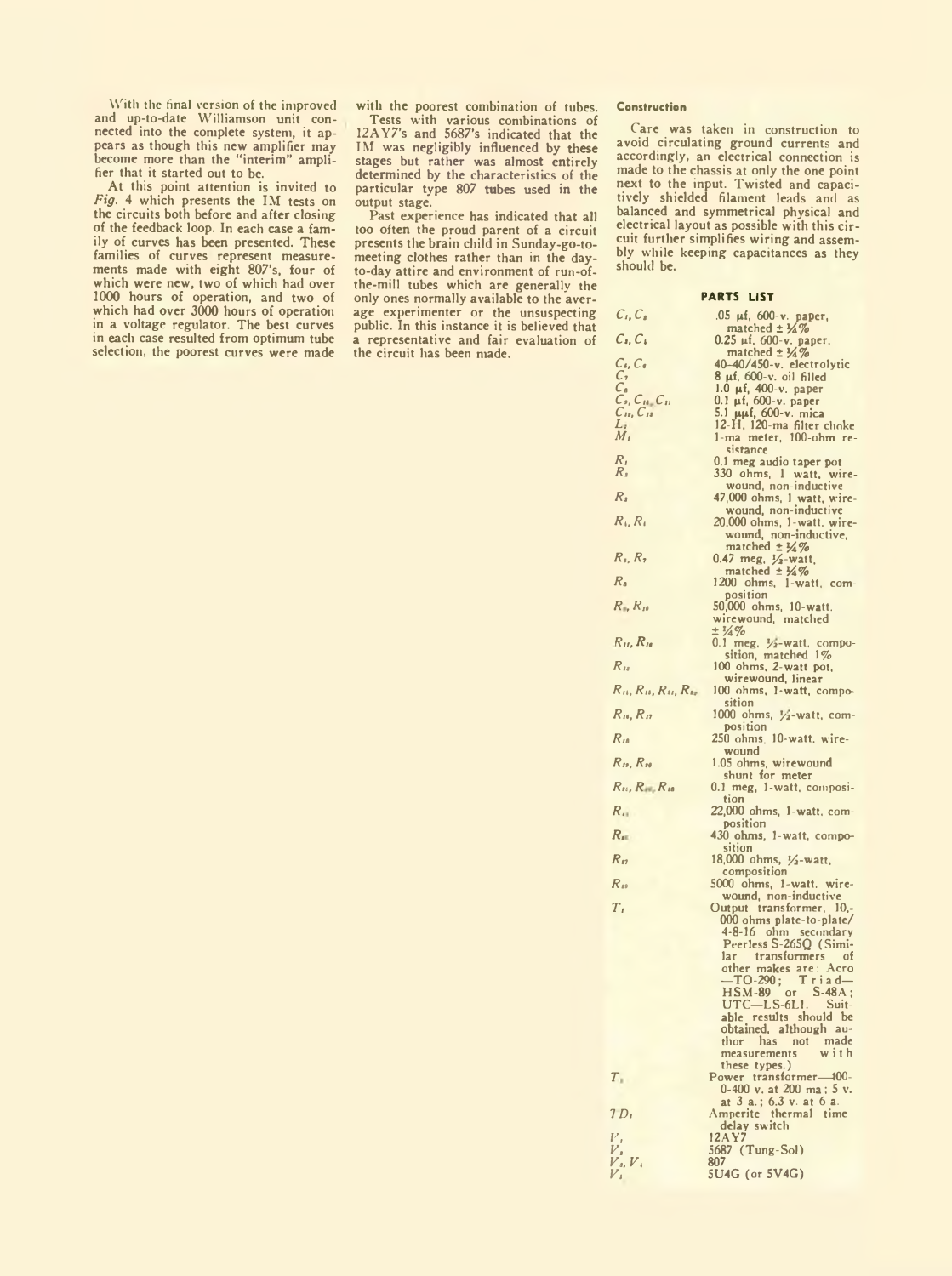With the final version of the improved and up-to-date Williamson unit connected into the complete system, it appears as though this new amplifier may become more than the "interim" amplifier that it started out to be.

At this point attention is invited to *Fig.* 4 which presents the IM tests on the circuits both before and after closing of the feedback loop. In each case a family of curves has been presented. These families of curves represent measurements made with eight 807's, four of which were new, two of which had over 1000 hours of operation, and two of which had over 3000 hours of operation in a voltage regulator. The best curves in each case resulted from optimum tube selection, the poorest curves were made with the poorest combination of tubes.

Tests with various combinations of 12AY7's and 5687's indicated that the IM was negligibly influenced by these stages but rather was almost entirely determined by the characteristics of the particular type 807 tubes used in the output stage.

Past experience has indicated that all too often the proud parent of a circuit presents the brain child in Sunday-go-to-meeting clothes rather than in the day-to-day attire and environment of run-of-the-mill tubes which are generally the only ones normally available to the average experimenter or the unsuspecting public. In this instance it is believed that a representative and fair evaluation of the circuit has been made.

### Construction

Care was taken in construction to avoid circulating ground currents and accordingly, an electrical connection is made to the chassis at only the one point next to the input. Twisted and capacitively shielded filament leads and as balanced and symmetrical physical and electrical layout as possible with this circuit further simplifies wiring and assembly while keeping capacitances as they should be.

**PARTS LIST**

| | |
|---|---|
| $C_1, C_2$ | .05 µf, 600-v. paper, matched ± ¼% |
| $C_3, C_4$ | 0.25 µf, 600-v. paper, matched ± ¼% |
| $C_5, C_6$ | 40–40/450-v. electrolytic |
| $C_7$ | 8 µf, 600-v. oil filled |
| $C_8$ | 1.0 µf, 400-v. paper |
| $C_9, C_{10}, C_{11}$ | 0.1 µf, 600-v. paper |
| $C_{12}, C_{13}$ | 5.1 µµf, 600-v. mica |
| $L_1$ | 12-H, 120-ma filter choke |
| $M_1$ | 1-ma meter, 100-ohm resistance |
| $R_1$ | 0.1 meg audio taper pot |
| $R_2$ | 330 ohms, 1 watt, wirewound, non-inductive |
| $R_3$ | 47,000 ohms, 1 watt, wirewound, non-inductive |
| $R_4, R_5$ | 20,000 ohms, 1-watt, wirewound, non-inductive, matched ± ¼% |
| $R_6, R_7$ | 0.47 meg, ½-watt, matched ± ¼% |
| $R_8$ | 1200 ohms, 1-watt, composition |
| $R_9, R_{10}$ | 50,000 ohms, 10-watt, wirewound, matched ± ¼% |
| $R_{11}, R_{12}$ | 0.1 meg, ½-watt, composition, matched 1% |
| $R_{13}$ | 100 ohms, 2-watt pot, wirewound, linear |
| $R_{14}, R_{15}, R_{16}, R_{20}$ | 100 ohms, 1-watt, composition |
| $R_{16}, R_{17}$ | 1000 ohms, ½-watt, composition |
| $R_{18}$ | 250 ohms, 10-watt, wirewound |
| $R_{19}, R_{20}$ | 1.05 ohms, wirewound shunt for meter |
| $R_{21}, R_{22}, R_{23}$ | 0.1 meg, 1-watt, composition |
| $R_{24}$ | 22,000 ohms, 1-watt, composition |
| $R_{25}$ | 430 ohms, 1-watt, composition |
| $R_{27}$ | 18,000 ohms, ½-watt, composition |
| $R_{28}$ | 5000 ohms, 1-watt, wirewound, non-inductive |
| $T_1$ | Output transformer, 10,000 ohms plate-to-plate/4-8-16 ohm secondary Peerless S-265Q (Similar transformers of other makes are: Acro—TO-290; Triad—HSM-89 or S-48A; UTC—LS-6L1. Suitable results should be obtained, although author has not made measurements with these types.) |
| $T_2$ | Power transformer—400-0-400 v. at 200 ma; 5 v. at 3 a.; 6.3 v. at 6 a. |
| $TD_1$ | Amperite thermal time-delay switch |
| $V_1$ | 12AY7 |
| $V_2$ | 5687 (Tung-Sol) |
| $V_3, V_4$ | 807 |
| $V_5$ | 5U4G (or 5V4G) |